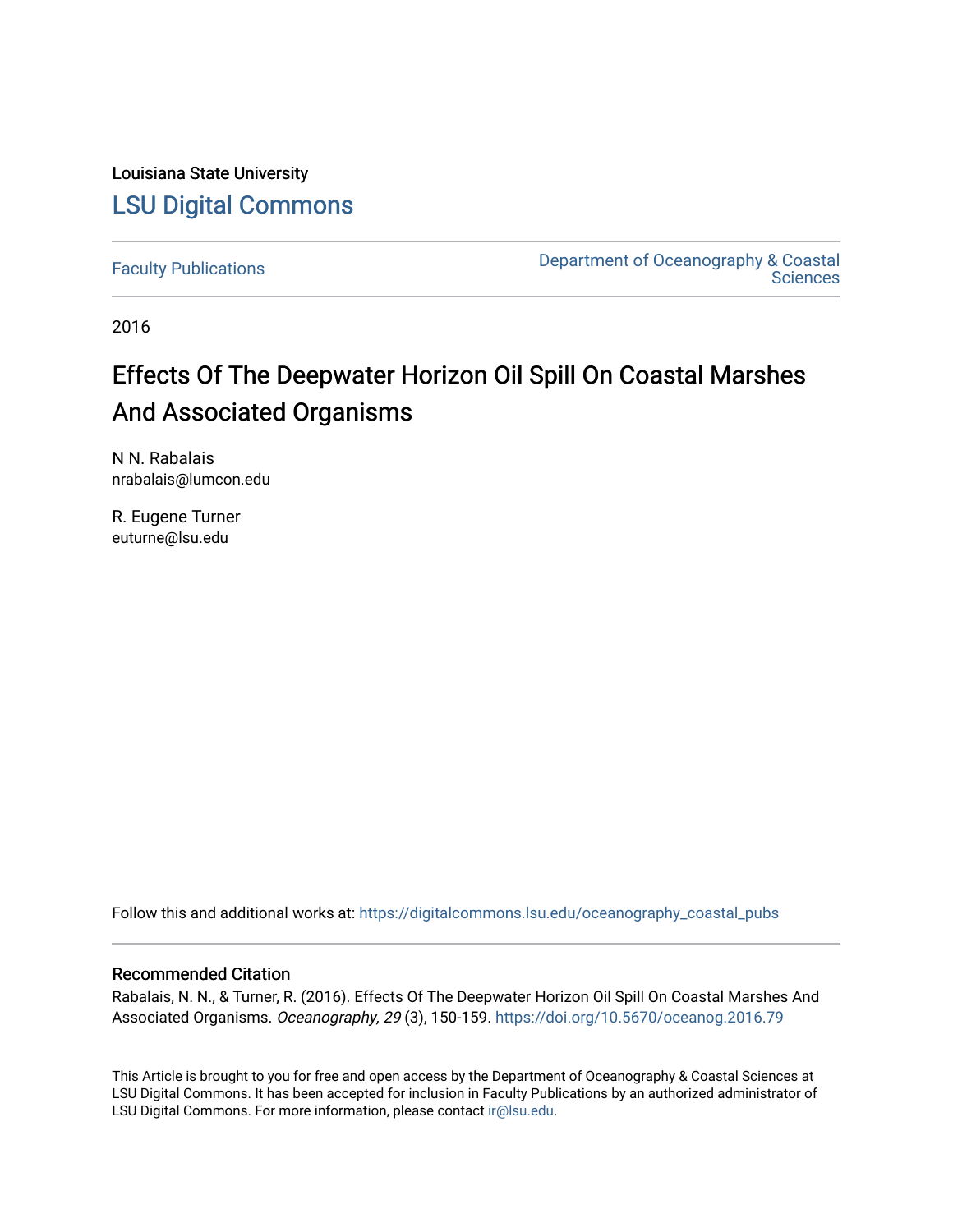Louisiana State University

# LSU Digital Commons

Faculty Publications | Department of Oceanography & Coastal Sciences

2016

## Effects Of The Deepwater Horizon Oil Spill On Coastal Marshes And Associated Organisms

N N. Rabalais
nrabalais@lumcon.edu

R. Eugene Turner
euturne@lsu.edu

Follow this and additional works at: https://digitalcommons.lsu.edu/oceanography_coastal_pubs

### Recommended Citation

Rabalais, N. N., & Turner, R. (2016). Effects Of The Deepwater Horizon Oil Spill On Coastal Marshes And Associated Organisms. *Oceanography, 29* (3), 150-159. https://doi.org/10.5670/oceanog.2016.79

This Article is brought to you for free and open access by the Department of Oceanography & Coastal Sciences at LSU Digital Commons. It has been accepted for inclusion in Faculty Publications by an authorized administrator of LSU Digital Commons. For more information, please contact ir@lsu.edu.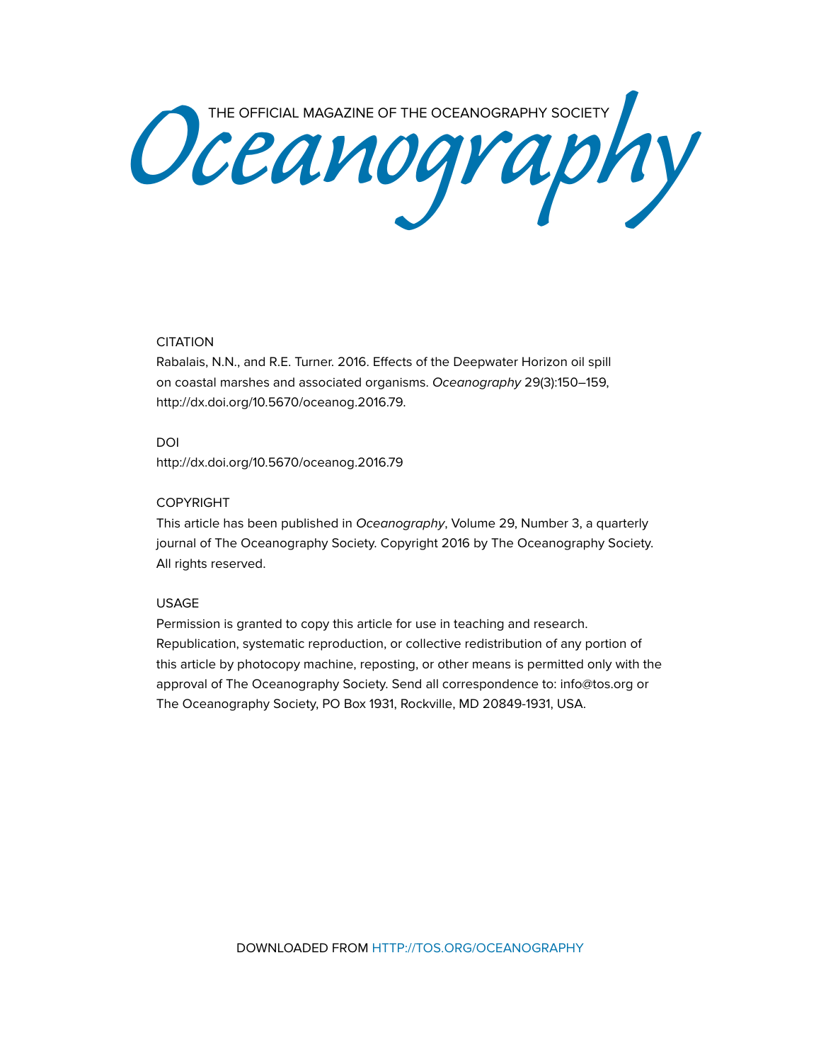THE OFFICIAL MAGAZINE OF THE OCEANOGRAPHY SOCIETY

# Oceanography

CITATION

Rabalais, N.N., and R.E. Turner. 2016. Effects of the Deepwater Horizon oil spill on coastal marshes and associated organisms. *Oceanography* 29(3):150–159, http://dx.doi.org/10.5670/oceanog.2016.79.

DOI

http://dx.doi.org/10.5670/oceanog.2016.79

COPYRIGHT

This article has been published in *Oceanography*, Volume 29, Number 3, a quarterly journal of The Oceanography Society. Copyright 2016 by The Oceanography Society. All rights reserved.

USAGE

Permission is granted to copy this article for use in teaching and research. Republication, systematic reproduction, or collective redistribution of any portion of this article by photocopy machine, reposting, or other means is permitted only with the approval of The Oceanography Society. Send all correspondence to: info@tos.org or The Oceanography Society, PO Box 1931, Rockville, MD 20849-1931, USA.

DOWNLOADED FROM HTTP://TOS.ORG/OCEANOGRAPHY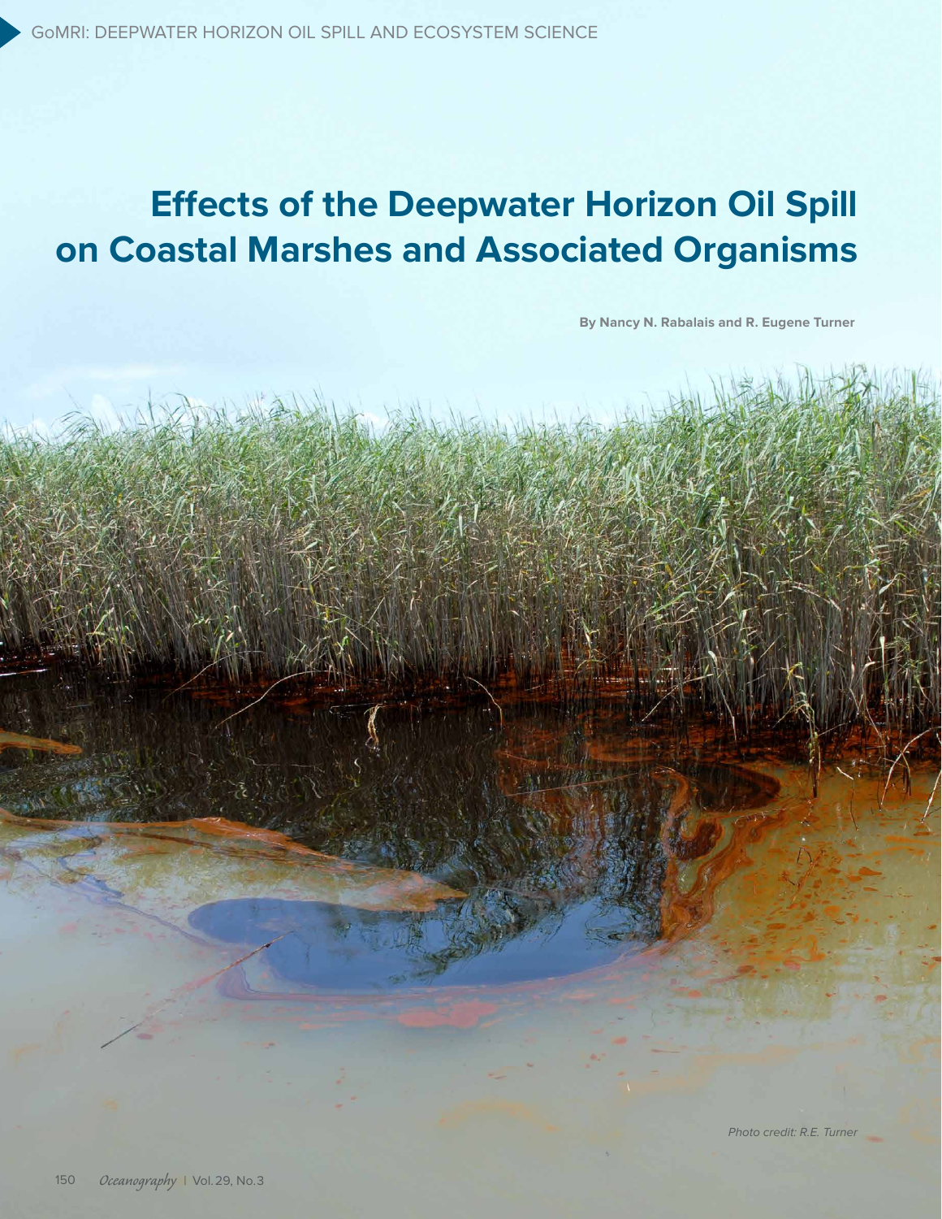# Effects of the Deepwater Horizon Oil Spill on Coastal Marshes and Associated Organisms

**By Nancy N. Rabalais and R. Eugene Turner**

*Photo credit: R.E. Turner*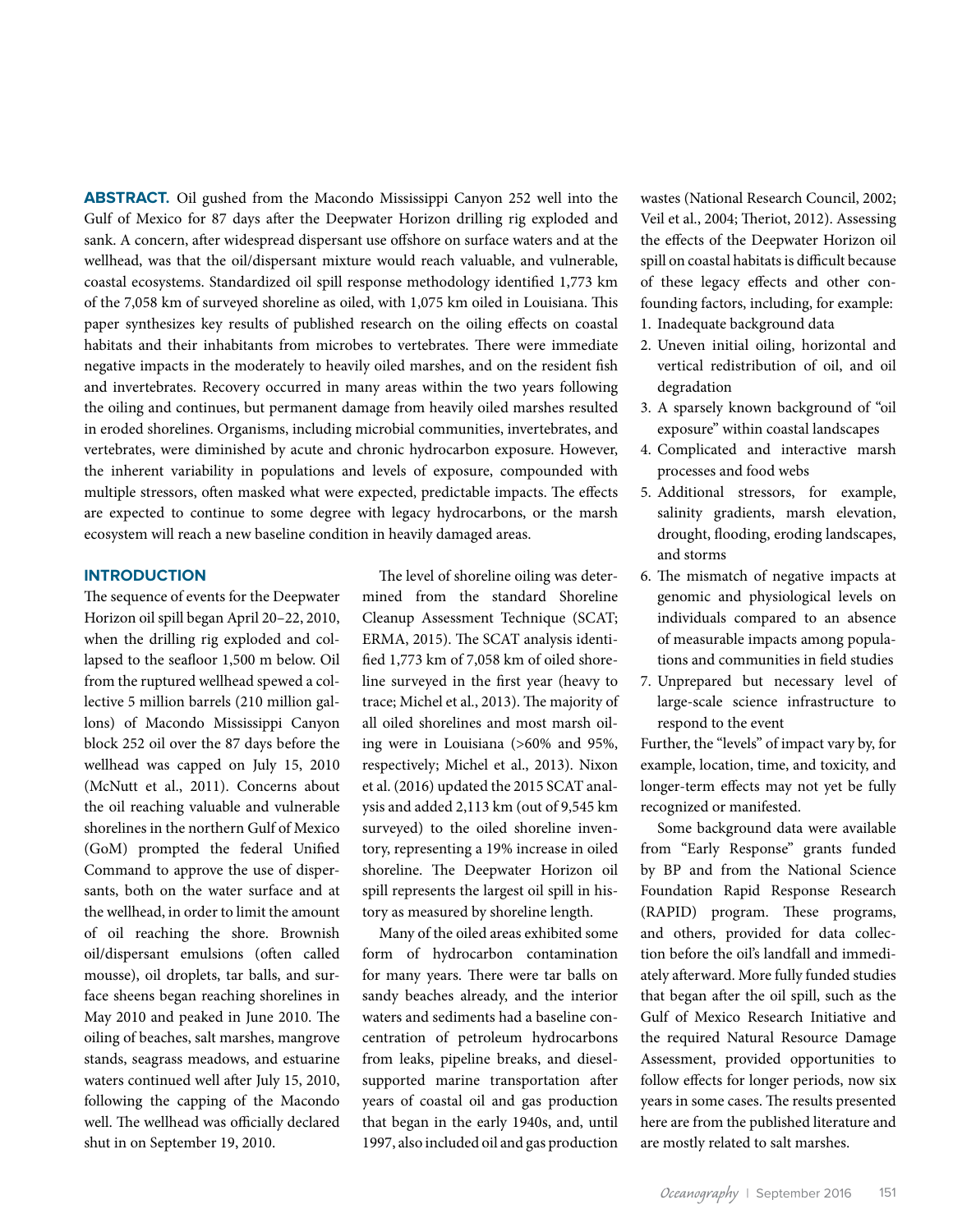**ABSTRACT.** Oil gushed from the Macondo Mississippi Canyon 252 well into the Gulf of Mexico for 87 days after the Deepwater Horizon drilling rig exploded and sank. A concern, after widespread dispersant use offshore on surface waters and at the wellhead, was that the oil/dispersant mixture would reach valuable, and vulnerable, coastal ecosystems. Standardized oil spill response methodology identified 1,773 km of the 7,058 km of surveyed shoreline as oiled, with 1,075 km oiled in Louisiana. This paper synthesizes key results of published research on the oiling effects on coastal habitats and their inhabitants from microbes to vertebrates. There were immediate negative impacts in the moderately to heavily oiled marshes, and on the resident fish and invertebrates. Recovery occurred in many areas within the two years following the oiling and continues, but permanent damage from heavily oiled marshes resulted in eroded shorelines. Organisms, including microbial communities, invertebrates, and vertebrates, were diminished by acute and chronic hydrocarbon exposure. However, the inherent variability in populations and levels of exposure, compounded with multiple stressors, often masked what were expected, predictable impacts. The effects are expected to continue to some degree with legacy hydrocarbons, or the marsh ecosystem will reach a new baseline condition in heavily damaged areas.

## INTRODUCTION

The sequence of events for the Deepwater Horizon oil spill began April 20–22, 2010, when the drilling rig exploded and collapsed to the seafloor 1,500 m below. Oil from the ruptured wellhead spewed a collective 5 million barrels (210 million gallons) of Macondo Mississippi Canyon block 252 oil over the 87 days before the wellhead was capped on July 15, 2010 (McNutt et al., 2011). Concerns about the oil reaching valuable and vulnerable shorelines in the northern Gulf of Mexico (GoM) prompted the federal Unified Command to approve the use of dispersants, both on the water surface and at the wellhead, in order to limit the amount of oil reaching the shore. Brownish oil/dispersant emulsions (often called mousse), oil droplets, tar balls, and surface sheens began reaching shorelines in May 2010 and peaked in June 2010. The oiling of beaches, salt marshes, mangrove stands, seagrass meadows, and estuarine waters continued well after July 15, 2010, following the capping of the Macondo well. The wellhead was officially declared shut in on September 19, 2010.

The level of shoreline oiling was determined from the standard Shoreline Cleanup Assessment Technique (SCAT; ERMA, 2015). The SCAT analysis identified 1,773 km of 7,058 km of oiled shoreline surveyed in the first year (heavy to trace; Michel et al., 2013). The majority of all oiled shorelines and most marsh oiling were in Louisiana (>60% and 95%, respectively; Michel et al., 2013). Nixon et al. (2016) updated the 2015 SCAT analysis and added 2,113 km (out of 9,545 km surveyed) to the oiled shoreline inventory, representing a 19% increase in oiled shoreline. The Deepwater Horizon oil spill represents the largest oil spill in history as measured by shoreline length.

Many of the oiled areas exhibited some form of hydrocarbon contamination for many years. There were tar balls on sandy beaches already, and the interior waters and sediments had a baseline concentration of petroleum hydrocarbons from leaks, pipeline breaks, and diesel-supported marine transportation after years of coastal oil and gas production that began in the early 1940s, and, until 1997, also included oil and gas production wastes (National Research Council, 2002; Veil et al., 2004; Theriot, 2012). Assessing the effects of the Deepwater Horizon oil spill on coastal habitats is difficult because of these legacy effects and other confounding factors, including, for example:

1. Inadequate background data
2. Uneven initial oiling, horizontal and vertical redistribution of oil, and oil degradation
3. A sparsely known background of "oil exposure" within coastal landscapes
4. Complicated and interactive marsh processes and food webs
5. Additional stressors, for example, salinity gradients, marsh elevation, drought, flooding, eroding landscapes, and storms
6. The mismatch of negative impacts at genomic and physiological levels on individuals compared to an absence of measurable impacts among populations and communities in field studies
7. Unprepared but necessary level of large-scale science infrastructure to respond to the event

Further, the "levels" of impact vary by, for example, location, time, and toxicity, and longer-term effects may not yet be fully recognized or manifested.

Some background data were available from "Early Response" grants funded by BP and from the National Science Foundation Rapid Response Research (RAPID) program. These programs, and others, provided for data collection before the oil's landfall and immediately afterward. More fully funded studies that began after the oil spill, such as the Gulf of Mexico Research Initiative and the required Natural Resource Damage Assessment, provided opportunities to follow effects for longer periods, now six years in some cases. The results presented here are from the published literature and are mostly related to salt marshes.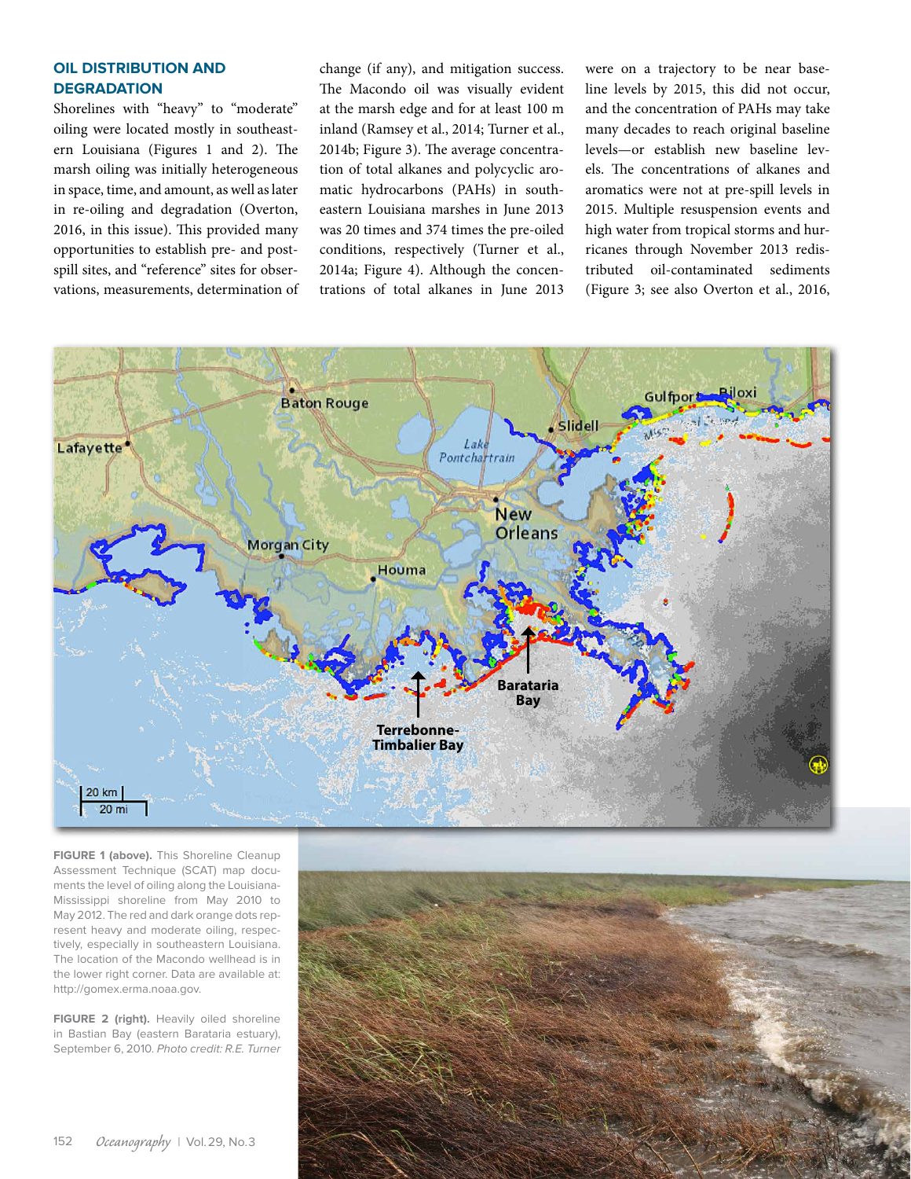## OIL DISTRIBUTION AND DEGRADATION

Shorelines with "heavy" to "moderate" oiling were located mostly in southeastern Louisiana (Figures 1 and 2). The marsh oiling was initially heterogeneous in space, time, and amount, as well as later in re-oiling and degradation (Overton, 2016, in this issue). This provided many opportunities to establish pre- and post-spill sites, and "reference" sites for observations, measurements, determination of change (if any), and mitigation success. The Macondo oil was visually evident at the marsh edge and for at least 100 m inland (Ramsey et al., 2014; Turner et al., 2014b; Figure 3). The average concentration of total alkanes and polycyclic aromatic hydrocarbons (PAHs) in southeastern Louisiana marshes in June 2013 was 20 times and 374 times the pre-oiled conditions, respectively (Turner et al., 2014a; Figure 4). Although the concentrations of total alkanes in June 2013 were on a trajectory to be near baseline levels by 2015, this did not occur, and the concentration of PAHs may take many decades to reach original baseline levels—or establish new baseline levels. The concentrations of alkanes and aromatics were not at pre-spill levels in 2015. Multiple resuspension events and high water from tropical storms and hurricanes through November 2013 redistributed oil-contaminated sediments (Figure 3; see also Overton et al., 2016,

**FIGURE 1 (above).** This Shoreline Cleanup Assessment Technique (SCAT) map documents the level of oiling along the Louisiana-Mississippi shoreline from May 2010 to May 2012. The red and dark orange dots represent heavy and moderate oiling, respectively, especially in southeastern Louisiana. The location of the Macondo wellhead is in the lower right corner. Data are available at: http://gomex.erma.noaa.gov.

**FIGURE 2 (right).** Heavily oiled shoreline in Bastian Bay (eastern Barataria estuary), September 6, 2010. *Photo credit: R.E. Turner*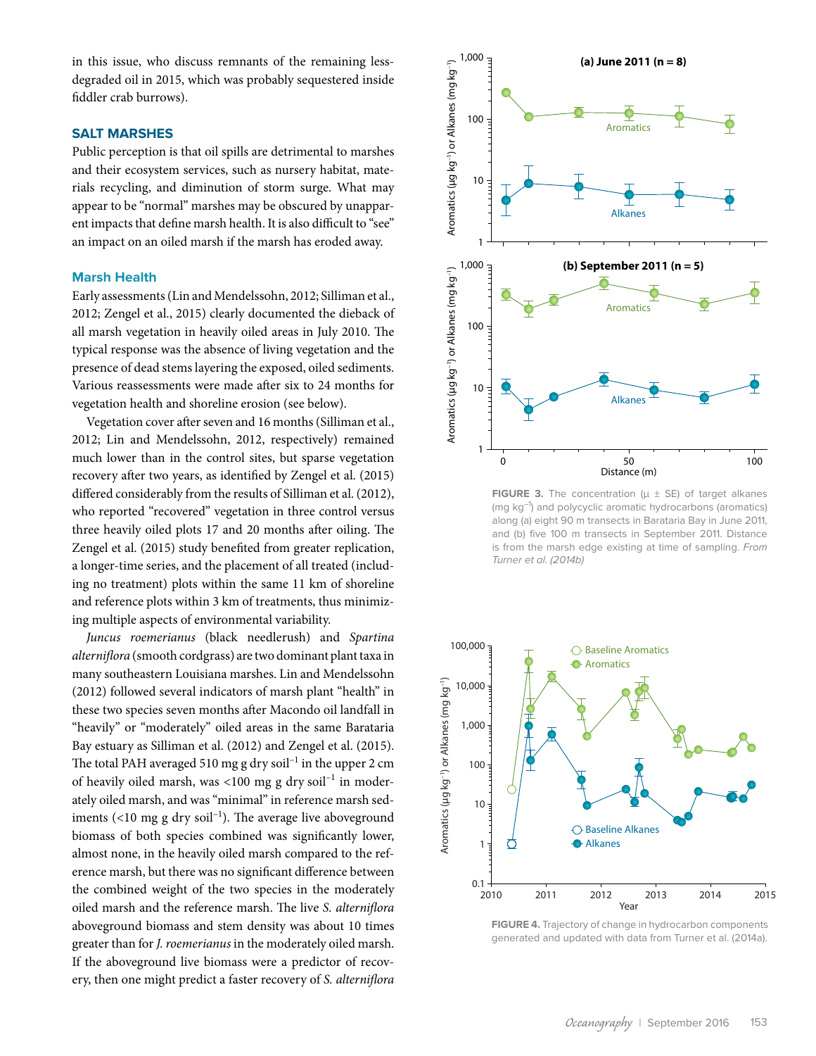in this issue, who discuss remnants of the remaining less-degraded oil in 2015, which was probably sequestered inside fiddler crab burrows).

## SALT MARSHES

Public perception is that oil spills are detrimental to marshes and their ecosystem services, such as nursery habitat, materials recycling, and diminution of storm surge. What may appear to be "normal" marshes may be obscured by unapparent impacts that define marsh health. It is also difficult to "see" an impact on an oiled marsh if the marsh has eroded away.

### Marsh Health

Early assessments (Lin and Mendelssohn, 2012; Silliman et al., 2012; Zengel et al., 2015) clearly documented the dieback of all marsh vegetation in heavily oiled areas in July 2010. The typical response was the absence of living vegetation and the presence of dead stems layering the exposed, oiled sediments. Various reassessments were made after six to 24 months for vegetation health and shoreline erosion (see below).

Vegetation cover after seven and 16 months (Silliman et al., 2012; Lin and Mendelssohn, 2012, respectively) remained much lower than in the control sites, but sparse vegetation recovery after two years, as identified by Zengel et al. (2015) differed considerably from the results of Silliman et al. (2012), who reported "recovered" vegetation in three control versus three heavily oiled plots 17 and 20 months after oiling. The Zengel et al. (2015) study benefited from greater replication, a longer-time series, and the placement of all treated (including no treatment) plots within the same 11 km of shoreline and reference plots within 3 km of treatments, thus minimizing multiple aspects of environmental variability.

*Juncus roemerianus* (black needlerush) and *Spartina alterniflora* (smooth cordgrass) are two dominant plant taxa in many southeastern Louisiana marshes. Lin and Mendelssohn (2012) followed several indicators of marsh plant "health" in these two species seven months after Macondo oil landfall in "heavily" or "moderately" oiled areas in the same Barataria Bay estuary as Silliman et al. (2012) and Zengel et al. (2015). The total PAH averaged 510 mg g dry soil$^{-1}$ in the upper 2 cm of heavily oiled marsh, was <100 mg g dry soil$^{-1}$ in moderately oiled marsh, and was "minimal" in reference marsh sediments (<10 mg g dry soil$^{-1}$). The average live aboveground biomass of both species combined was significantly lower, almost none, in the heavily oiled marsh compared to the reference marsh, but there was no significant difference between the combined weight of the two species in the moderately oiled marsh and the reference marsh. The live *S. alterniflora* aboveground biomass and stem density was about 10 times greater than for *J. roemerianus* in the moderately oiled marsh. If the aboveground live biomass were a predictor of recovery, then one might predict a faster recovery of *S. alterniflora*

**FIGURE 3.** The concentration (µ ± SE) of target alkanes (mg kg$^{-1}$) and polycyclic aromatic hydrocarbons (aromatics) along (a) eight 90 m transects in Barataria Bay in June 2011, and (b) five 100 m transects in September 2011. Distance is from the marsh edge existing at time of sampling. *From Turner et al. (2014b)*

**FIGURE 4.** Trajectory of change in hydrocarbon components generated and updated with data from Turner et al. (2014a).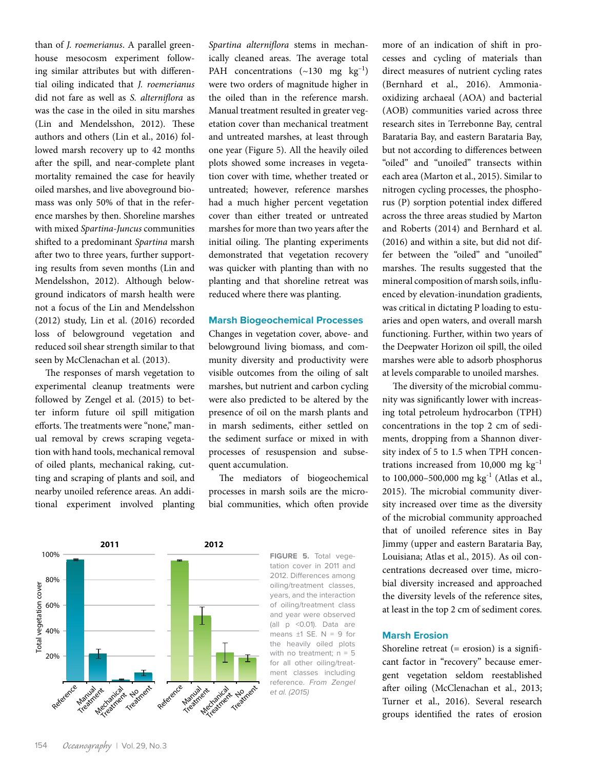than of *J. roemerianus*. A parallel greenhouse mesocosm experiment following similar attributes but with differential oiling indicated that *J. roemerianus* did not fare as well as *S. alterniflora* as was the case in the oiled in situ marshes (Lin and Mendelsshon, 2012). These authors and others (Lin et al., 2016) followed marsh recovery up to 42 months after the spill, and near-complete plant mortality remained the case for heavily oiled marshes, and live aboveground biomass was only 50% of that in the reference marshes by then. Shoreline marshes with mixed *Spartina-Juncus* communities shifted to a predominant *Spartina* marsh after two to three years, further supporting results from seven months (Lin and Mendelsshon, 2012). Although belowground indicators of marsh health were not a focus of the Lin and Mendelsshon (2012) study, Lin et al. (2016) recorded loss of belowground vegetation and reduced soil shear strength similar to that seen by McClenachan et al. (2013).

The responses of marsh vegetation to experimental cleanup treatments were followed by Zengel et al. (2015) to better inform future oil spill mitigation efforts. The treatments were "none," manual removal by crews scraping vegetation with hand tools, mechanical removal of oiled plants, mechanical raking, cutting and scraping of plants and soil, and nearby unoiled reference areas. An additional experiment involved planting *Spartina alterniflora* stems in mechanically cleaned areas. The average total PAH concentrations (~130 mg $kg^{-1}$) were two orders of magnitude higher in the oiled than in the reference marsh. Manual treatment resulted in greater vegetation cover than mechanical treatment and untreated marshes, at least through one year (Figure 5). All the heavily oiled plots showed some increases in vegetation cover with time, whether treated or untreated; however, reference marshes had a much higher percent vegetation cover than either treated or untreated marshes for more than two years after the initial oiling. The planting experiments demonstrated that vegetation recovery was quicker with planting than with no planting and that shoreline retreat was reduced where there was planting.

## Marsh Biogeochemical Processes

Changes in vegetation cover, above- and belowground living biomass, and community diversity and productivity were visible outcomes from the oiling of salt marshes, but nutrient and carbon cycling were also predicted to be altered by the presence of oil on the marsh plants and in marsh sediments, either settled on the sediment surface or mixed in with processes of resuspension and subsequent accumulation.

The mediators of biogeochemical processes in marsh soils are the microbial communities, which often provide more of an indication of shift in processes and cycling of materials than direct measures of nutrient cycling rates (Bernhard et al., 2016). Ammonia-oxidizing archaeal (AOA) and bacterial (AOB) communities varied across three research sites in Terrebonne Bay, central Barataria Bay, and eastern Barataria Bay, but not according to differences between "oiled" and "unoiled" transects within each area (Marton et al., 2015). Similar to nitrogen cycling processes, the phosphorus (P) sorption potential index differed across the three areas studied by Marton and Roberts (2014) and Bernhard et al. (2016) and within a site, but did not differ between the "oiled" and "unoiled" marshes. The results suggested that the mineral composition of marsh soils, influenced by elevation-inundation gradients, was critical in dictating P loading to estuaries and open waters, and overall marsh functioning. Further, within two years of the Deepwater Horizon oil spill, the oiled marshes were able to adsorb phosphorus at levels comparable to unoiled marshes.

The diversity of the microbial community was significantly lower with increasing total petroleum hydrocarbon (TPH) concentrations in the top 2 cm of sediments, dropping from a Shannon diversity index of 5 to 1.5 when TPH concentrations increased from 10,000 mg $kg^{-1}$ to 100,000–500,000 mg $kg^{-1}$ (Atlas et al., 2015). The microbial community diversity increased over time as the diversity of the microbial community approached that of unoiled reference sites in Bay Jimmy (upper and eastern Barataria Bay, Louisiana; Atlas et al., 2015). As oil concentrations decreased over time, microbial diversity increased and approached the diversity levels of the reference sites, at least in the top 2 cm of sediment cores.

**FIGURE 5.** Total vegetation cover in 2011 and 2012. Differences among oiling/treatment classes, years, and the interaction of oiling/treatment class and year were observed (all $p < 0.01$). Data are means ±1 SE. N = 9 for the heavily oiled plots with no treatment; n = 5 for all other oiling/treatment classes including reference. *From Zengel et al. (2015)*

## Marsh Erosion

Shoreline retreat (= erosion) is a significant factor in "recovery" because emergent vegetation seldom reestablished after oiling (McClenachan et al., 2013; Turner et al., 2016). Several research groups identified the rates of erosion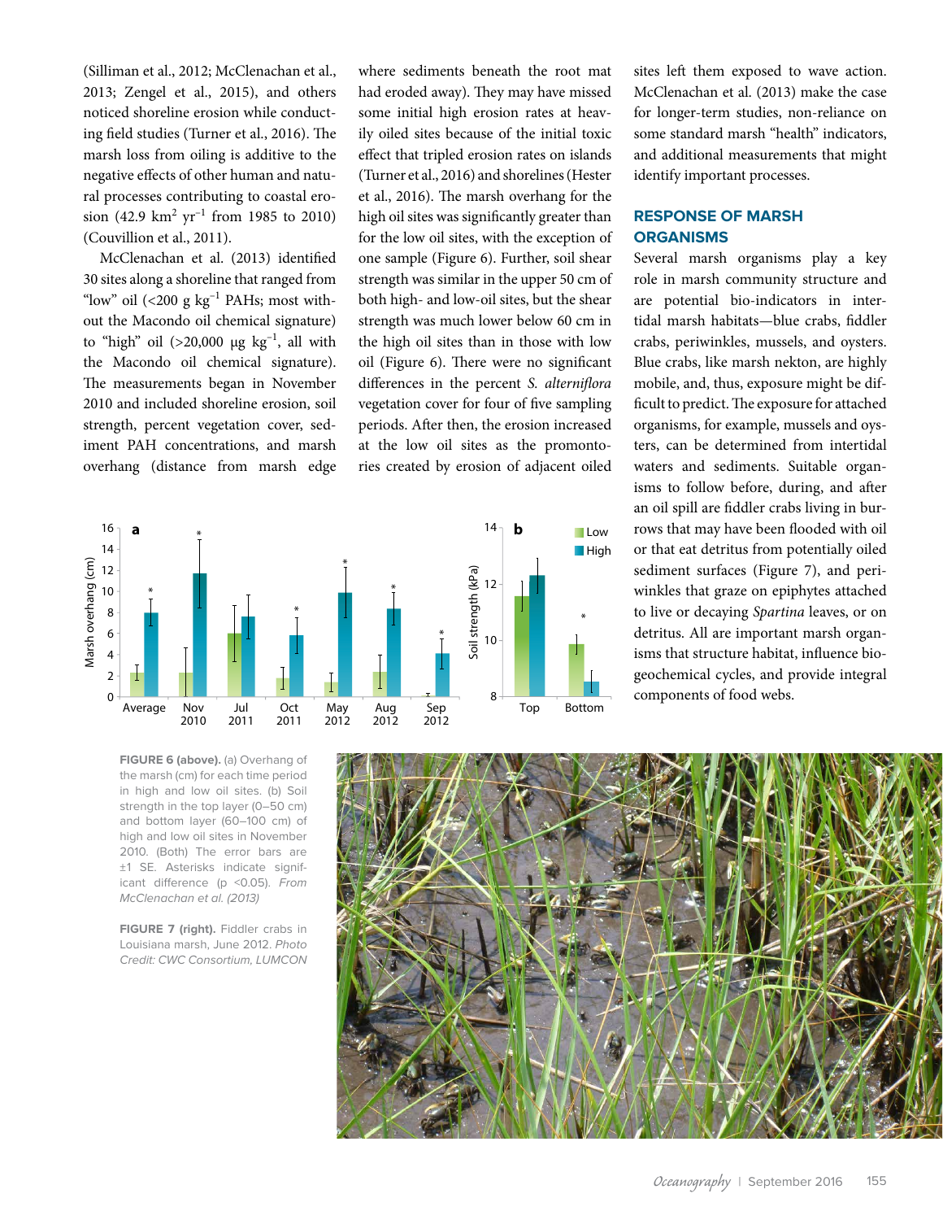(Silliman et al., 2012; McClenachan et al., 2013; Zengel et al., 2015), and others noticed shoreline erosion while conducting field studies (Turner et al., 2016). The marsh loss from oiling is additive to the negative effects of other human and natural processes contributing to coastal erosion (42.9 $km^2$ $yr^{-1}$ from 1985 to 2010) (Couvillion et al., 2011).

McClenachan et al. (2013) identified 30 sites along a shoreline that ranged from "low" oil (<200 g $kg^{-1}$ PAHs; most without the Macondo oil chemical signature) to "high" oil (>20,000 µg $kg^{-1}$, all with the Macondo oil chemical signature). The measurements began in November 2010 and included shoreline erosion, soil strength, percent vegetation cover, sediment PAH concentrations, and marsh overhang (distance from marsh edge where sediments beneath the root mat had eroded away). They may have missed some initial high erosion rates at heavily oiled sites because of the initial toxic effect that tripled erosion rates on islands (Turner et al., 2016) and shorelines (Hester et al., 2016). The marsh overhang for the high oil sites was significantly greater than for the low oil sites, with the exception of one sample (Figure 6). Further, soil shear strength was similar in the upper 50 cm of both high- and low-oil sites, but the shear strength was much lower below 60 cm in the high oil sites than in those with low oil (Figure 6). There were no significant differences in the percent *S. alterniflora* vegetation cover for four of five sampling periods. After then, the erosion increased at the low oil sites as the promontories created by erosion of adjacent oiled sites left them exposed to wave action. McClenachan et al. (2013) make the case for longer-term studies, non-reliance on some standard marsh "health" indicators, and additional measurements that might identify important processes.

## RESPONSE OF MARSH ORGANISMS

Several marsh organisms play a key role in marsh community structure and are potential bio-indicators in intertidal marsh habitats—blue crabs, fiddler crabs, periwinkles, mussels, and oysters. Blue crabs, like marsh nekton, are highly mobile, and, thus, exposure might be difficult to predict. The exposure for attached organisms, for example, mussels and oysters, can be determined from intertidal waters and sediments. Suitable organisms to follow before, during, and after an oil spill are fiddler crabs living in burrows that may have been flooded with oil or that eat detritus from potentially oiled sediment surfaces (Figure 7), and periwinkles that graze on epiphytes attached to live or decaying *Spartina* leaves, or on detritus. All are important marsh organisms that structure habitat, influence biogeochemical cycles, and provide integral components of food webs.

**FIGURE 6 (above).** (a) Overhang of the marsh (cm) for each time period in high and low oil sites. (b) Soil strength in the top layer (0–50 cm) and bottom layer (60–100 cm) of high and low oil sites in November 2010. (Both) The error bars are ±1 SE. Asterisks indicate significant difference (p <0.05). *From McClenachan et al. (2013)*

**FIGURE 7 (right).** Fiddler crabs in Louisiana marsh, June 2012. *Photo Credit: CWC Consortium, LUMCON*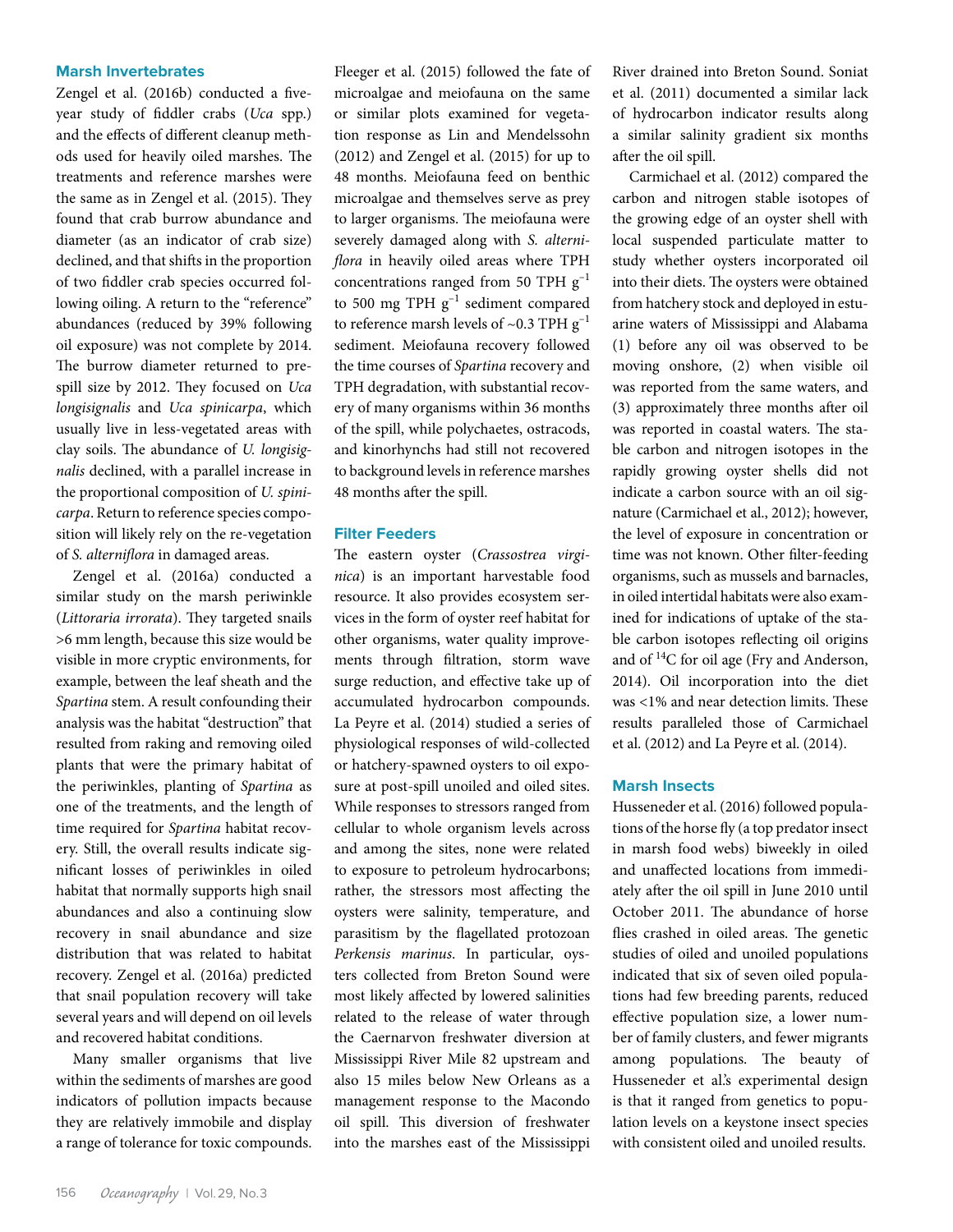## Marsh Invertebrates

Zengel et al. (2016b) conducted a five-year study of fiddler crabs (*Uca* spp.) and the effects of different cleanup methods used for heavily oiled marshes. The treatments and reference marshes were the same as in Zengel et al. (2015). They found that crab burrow abundance and diameter (as an indicator of crab size) declined, and that shifts in the proportion of two fiddler crab species occurred following oiling. A return to the "reference" abundances (reduced by 39% following oil exposure) was not complete by 2014. The burrow diameter returned to pre-spill size by 2012. They focused on *Uca longisignalis* and *Uca spinicarpa*, which usually live in less-vegetated areas with clay soils. The abundance of *U. longisignalis* declined, with a parallel increase in the proportional composition of *U. spinicarpa*. Return to reference species composition will likely rely on the re-vegetation of *S. alterniflora* in damaged areas.

Zengel et al. (2016a) conducted a similar study on the marsh periwinkle (*Littoraria irrorata*). They targeted snails >6 mm length, because this size would be visible in more cryptic environments, for example, between the leaf sheath and the *Spartina* stem. A result confounding their analysis was the habitat "destruction" that resulted from raking and removing oiled plants that were the primary habitat of the periwinkles, planting of *Spartina* as one of the treatments, and the length of time required for *Spartina* habitat recovery. Still, the overall results indicate significant losses of periwinkles in oiled habitat that normally supports high snail abundances and also a continuing slow recovery in snail abundance and size distribution that was related to habitat recovery. Zengel et al. (2016a) predicted that snail population recovery will take several years and will depend on oil levels and recovered habitat conditions.

Many smaller organisms that live within the sediments of marshes are good indicators of pollution impacts because they are relatively immobile and display a range of tolerance for toxic compounds. Fleeger et al. (2015) followed the fate of microalgae and meiofauna on the same or similar plots examined for vegetation response as Lin and Mendelssohn (2012) and Zengel et al. (2015) for up to 48 months. Meiofauna feed on benthic microalgae and themselves serve as prey to larger organisms. The meiofauna were severely damaged along with *S. alterniflora* in heavily oiled areas where TPH concentrations ranged from 50 TPH $g^{-1}$ to 500 mg TPH $g^{-1}$ sediment compared to reference marsh levels of ~0.3 TPH $g^{-1}$ sediment. Meiofauna recovery followed the time courses of *Spartina* recovery and TPH degradation, with substantial recovery of many organisms within 36 months of the spill, while polychaetes, ostracods, and kinorhynchs had still not recovered to background levels in reference marshes 48 months after the spill.

## Filter Feeders

The eastern oyster (*Crassostrea virginica*) is an important harvestable food resource. It also provides ecosystem services in the form of oyster reef habitat for other organisms, water quality improvements through filtration, storm wave surge reduction, and effective take up of accumulated hydrocarbon compounds. La Peyre et al. (2014) studied a series of physiological responses of wild-collected or hatchery-spawned oysters to oil exposure at post-spill unoiled and oiled sites. While responses to stressors ranged from cellular to whole organism levels across and among the sites, none were related to exposure to petroleum hydrocarbons; rather, the stressors most affecting the oysters were salinity, temperature, and parasitism by the flagellated protozoan *Perkensis marinus*. In particular, oysters collected from Breton Sound were most likely affected by lowered salinities related to the release of water through the Caernarvon freshwater diversion at Mississippi River Mile 82 upstream and also 15 miles below New Orleans as a management response to the Macondo oil spill. This diversion of freshwater into the marshes east of the Mississippi River drained into Breton Sound. Soniat et al. (2011) documented a similar lack of hydrocarbon indicator results along a similar salinity gradient six months after the oil spill.

Carmichael et al. (2012) compared the carbon and nitrogen stable isotopes of the growing edge of an oyster shell with local suspended particulate matter to study whether oysters incorporated oil into their diets. The oysters were obtained from hatchery stock and deployed in estuarine waters of Mississippi and Alabama (1) before any oil was observed to be moving onshore, (2) when visible oil was reported from the same waters, and (3) approximately three months after oil was reported in coastal waters. The stable carbon and nitrogen isotopes in the rapidly growing oyster shells did not indicate a carbon source with an oil signature (Carmichael et al., 2012); however, the level of exposure in concentration or time was not known. Other filter-feeding organisms, such as mussels and barnacles, in oiled intertidal habitats were also examined for indications of uptake of the stable carbon isotopes reflecting oil origins and of $^{14}C$ for oil age (Fry and Anderson, 2014). Oil incorporation into the diet was <1% and near detection limits. These results paralleled those of Carmichael et al. (2012) and La Peyre et al. (2014).

## Marsh Insects

Husseneder et al. (2016) followed populations of the horse fly (a top predator insect in marsh food webs) biweekly in oiled and unaffected locations from immediately after the oil spill in June 2010 until October 2011. The abundance of horse flies crashed in oiled areas. The genetic studies of oiled and unoiled populations indicated that six of seven oiled populations had few breeding parents, reduced effective population size, a lower number of family clusters, and fewer migrants among populations. The beauty of Husseneder et al.'s experimental design is that it ranged from genetics to population levels on a keystone insect species with consistent oiled and unoiled results.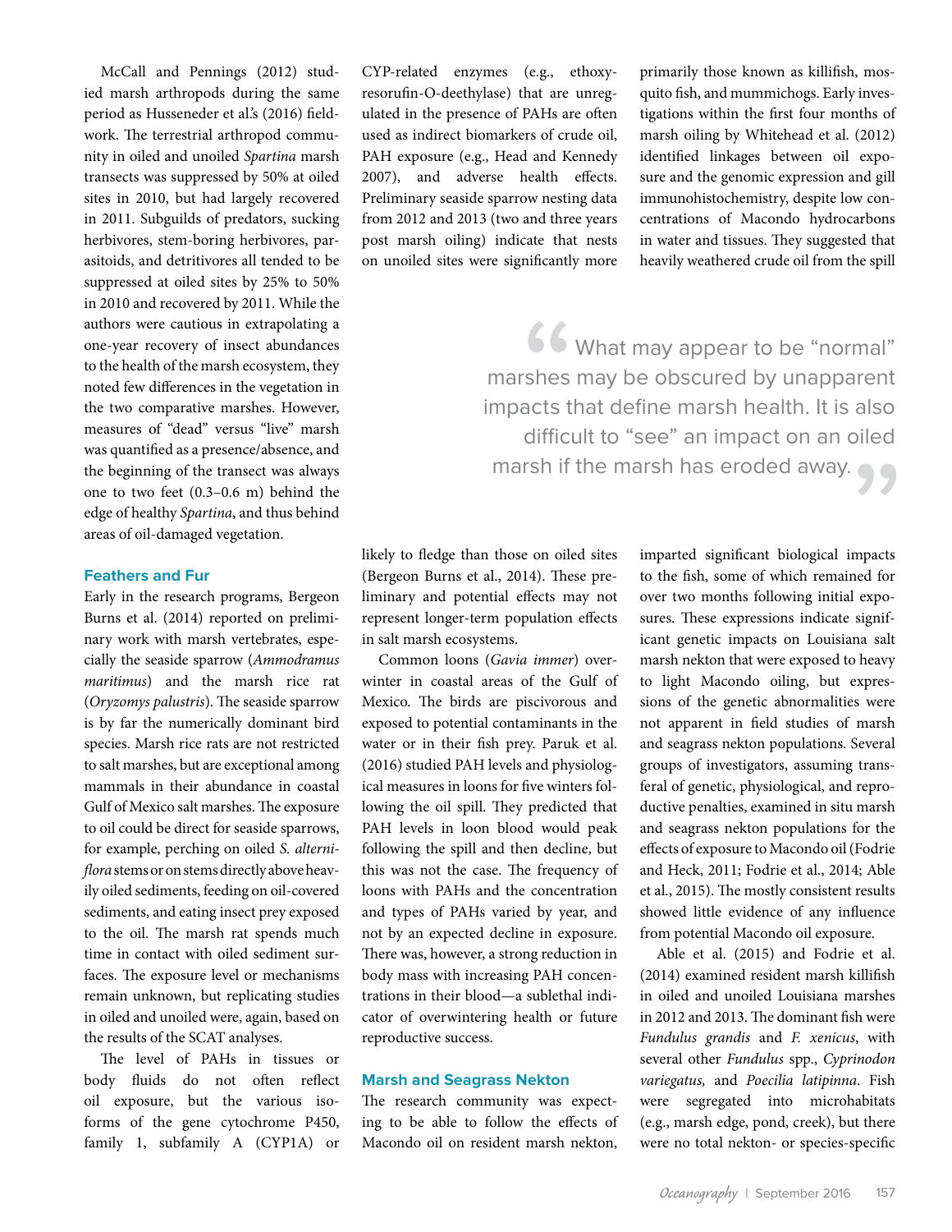McCall and Pennings (2012) studied marsh arthropods during the same period as Husseneder et al.'s (2016) fieldwork. The terrestrial arthropod community in oiled and unoiled *Spartina* marsh transects was suppressed by 50% at oiled sites in 2010, but had largely recovered in 2011. Subguilds of predators, sucking herbivores, stem-boring herbivores, parasitoids, and detritivores all tended to be suppressed at oiled sites by 25% to 50% in 2010 and recovered by 2011. While the authors were cautious in extrapolating a one-year recovery of insect abundances to the health of the marsh ecosystem, they noted few differences in the vegetation in the two comparative marshes. However, measures of "dead" versus "live" marsh was quantified as a presence/absence, and the beginning of the transect was always one to two feet (0.3–0.6 m) behind the edge of healthy *Spartina*, and thus behind areas of oil-damaged vegetation.

### Feathers and Fur

Early in the research programs, Bergeon Burns et al. (2014) reported on preliminary work with marsh vertebrates, especially the seaside sparrow (*Ammodramus maritimus*) and the marsh rice rat (*Oryzomys palustris*). The seaside sparrow is by far the numerically dominant bird species. Marsh rice rats are not restricted to salt marshes, but are exceptional among mammals in their abundance in coastal Gulf of Mexico salt marshes. The exposure to oil could be direct for seaside sparrows, for example, perching on oiled *S. alterniflora* stems or on stems directly above heavily oiled sediments, feeding on oil-covered sediments, and eating insect prey exposed to the oil. The marsh rat spends much time in contact with oiled sediment surfaces. The exposure level or mechanisms remain unknown, but replicating studies in oiled and unoiled were, again, based on the results of the SCAT analyses.

The level of PAHs in tissues or body fluids do not often reflect oil exposure, but the various isoforms of the gene cytochrome P450, family 1, subfamily A (CYP1A) or CYP-related enzymes (e.g., ethoxyresorufin-O-deethylase) that are unregulated in the presence of PAHs are often used as indirect biomarkers of crude oil, PAH exposure (e.g., Head and Kennedy 2007), and adverse health effects. Preliminary seaside sparrow nesting data from 2012 and 2013 (two and three years post marsh oiling) indicate that nests on unoiled sites were significantly more likely to fledge than those on oiled sites (Bergeon Burns et al., 2014). These preliminary and potential effects may not represent longer-term population effects in salt marsh ecosystems.

> "What may appear to be "normal" marshes may be obscured by unapparent impacts that define marsh health. It is also difficult to "see" an impact on an oiled marsh if the marsh has eroded away."

Common loons (*Gavia immer*) overwinter in coastal areas of the Gulf of Mexico. The birds are piscivorous and exposed to potential contaminants in the water or in their fish prey. Paruk et al. (2016) studied PAH levels and physiological measures in loons for five winters following the oil spill. They predicted that PAH levels in loon blood would peak following the spill and then decline, but this was not the case. The frequency of loons with PAHs and the concentration and types of PAHs varied by year, and not by an expected decline in exposure. There was, however, a strong reduction in body mass with increasing PAH concentrations in their blood—a sublethal indicator of overwintering health or future reproductive success.

### Marsh and Seagrass Nekton

The research community was expecting to be able to follow the effects of Macondo oil on resident marsh nekton, primarily those known as killifish, mosquito fish, and mummichogs. Early investigations within the first four months of marsh oiling by Whitehead et al. (2012) identified linkages between oil exposure and the genomic expression and gill immunohistochemistry, despite low concentrations of Macondo hydrocarbons in water and tissues. They suggested that heavily weathered crude oil from the spill imparted significant biological impacts to the fish, some of which remained for over two months following initial exposures. These expressions indicate significant genetic impacts on Louisiana salt marsh nekton that were exposed to heavy to light Macondo oiling, but expressions of the genetic abnormalities were not apparent in field studies of marsh and seagrass nekton populations. Several groups of investigators, assuming transferal of genetic, physiological, and reproductive penalties, examined in situ marsh and seagrass nekton populations for the effects of exposure to Macondo oil (Fodrie and Heck, 2011; Fodrie et al., 2014; Able et al., 2015). The mostly consistent results showed little evidence of any influence from potential Macondo oil exposure.

Able et al. (2015) and Fodrie et al. (2014) examined resident marsh killifish in oiled and unoiled Louisiana marshes in 2012 and 2013. The dominant fish were *Fundulus grandis* and *F. xenicus*, with several other *Fundulus* spp., *Cyprinodon variegatus*, and *Poecilia latipinna*. Fish were segregated into microhabitats (e.g., marsh edge, pond, creek), but there were no total nekton- or species-specific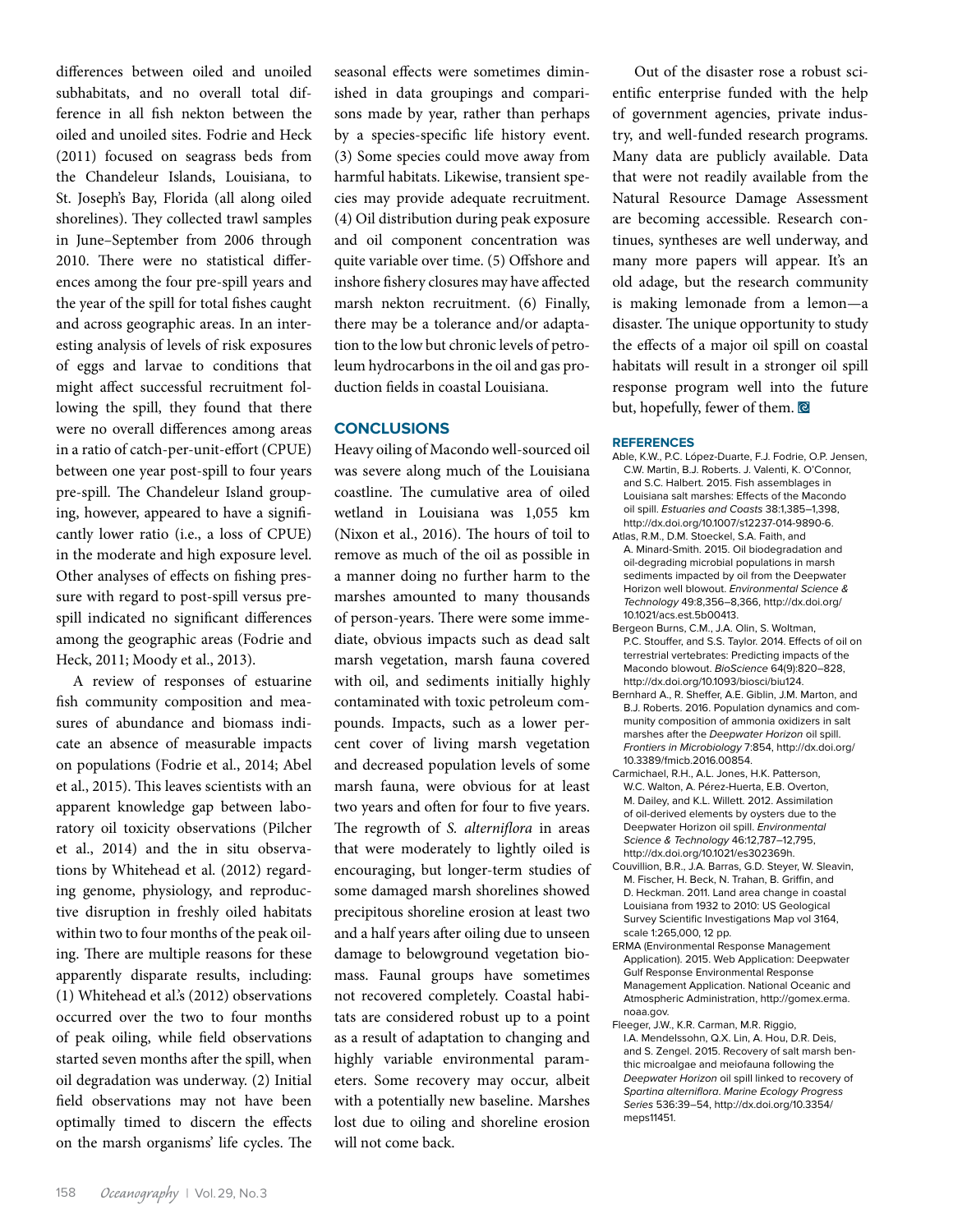differences between oiled and unoiled subhabitats, and no overall total difference in all fish nekton between the oiled and unoiled sites. Fodrie and Heck (2011) focused on seagrass beds from the Chandeleur Islands, Louisiana, to St. Joseph's Bay, Florida (all along oiled shorelines). They collected trawl samples in June–September from 2006 through 2010. There were no statistical differences among the four pre-spill years and the year of the spill for total fishes caught and across geographic areas. In an interesting analysis of levels of risk exposures of eggs and larvae to conditions that might affect successful recruitment following the spill, they found that there were no overall differences among areas in a ratio of catch-per-unit-effort (CPUE) between one year post-spill to four years pre-spill. The Chandeleur Island grouping, however, appeared to have a significantly lower ratio (i.e., a loss of CPUE) in the moderate and high exposure level. Other analyses of effects on fishing pressure with regard to post-spill versus pre-spill indicated no significant differences among the geographic areas (Fodrie and Heck, 2011; Moody et al., 2013).

A review of responses of estuarine fish community composition and measures of abundance and biomass indicate an absence of measurable impacts on populations (Fodrie et al., 2014; Abel et al., 2015). This leaves scientists with an apparent knowledge gap between laboratory oil toxicity observations (Pilcher et al., 2014) and the in situ observations by Whitehead et al. (2012) regarding genome, physiology, and reproductive disruption in freshly oiled habitats within two to four months of the peak oiling. There are multiple reasons for these apparently disparate results, including: (1) Whitehead et al.'s (2012) observations occurred over the two to four months of peak oiling, while field observations started seven months after the spill, when oil degradation was underway. (2) Initial field observations may not have been optimally timed to discern the effects on the marsh organisms' life cycles. The seasonal effects were sometimes diminished in data groupings and comparisons made by year, rather than perhaps by a species-specific life history event. (3) Some species could move away from harmful habitats. Likewise, transient species may provide adequate recruitment. (4) Oil distribution during peak exposure and oil component concentration was quite variable over time. (5) Offshore and inshore fishery closures may have affected marsh nekton recruitment. (6) Finally, there may be a tolerance and/or adaptation to the low but chronic levels of petroleum hydrocarbons in the oil and gas production fields in coastal Louisiana.

## CONCLUSIONS

Heavy oiling of Macondo well-sourced oil was severe along much of the Louisiana coastline. The cumulative area of oiled wetland in Louisiana was 1,055 km (Nixon et al., 2016). The hours of toil to remove as much of the oil as possible in a manner doing no further harm to the marshes amounted to many thousands of person-years. There were some immediate, obvious impacts such as dead salt marsh vegetation, marsh fauna covered with oil, and sediments initially highly contaminated with toxic petroleum compounds. Impacts, such as a lower percent cover of living marsh vegetation and decreased population levels of some marsh fauna, were obvious for at least two years and often for four to five years. The regrowth of *S. alterniflora* in areas that were moderately to lightly oiled is encouraging, but longer-term studies of some damaged marsh shorelines showed precipitous shoreline erosion at least two and a half years after oiling due to unseen damage to belowground vegetation biomass. Faunal groups have sometimes not recovered completely. Coastal habitats are considered robust up to a point as a result of adaptation to changing and highly variable environmental parameters. Some recovery may occur, albeit with a potentially new baseline. Marshes lost due to oiling and shoreline erosion will not come back.

Out of the disaster rose a robust scientific enterprise funded with the help of government agencies, private industry, and well-funded research programs. Many data are publicly available. Data that were not readily available from the Natural Resource Damage Assessment are becoming accessible. Research continues, syntheses are well underway, and many more papers will appear. It's an old adage, but the research community is making lemonade from a lemon—a disaster. The unique opportunity to study the effects of a major oil spill on coastal habitats will result in a stronger oil spill response program well into the future but, hopefully, fewer of them.

## REFERENCES

Able, K.W., P.C. López-Duarte, F.J. Fodrie, O.P. Jensen, C.W. Martin, B.J. Roberts. J. Valenti, K. O'Connor, and S.C. Halbert. 2015. Fish assemblages in Louisiana salt marshes: Effects of the Macondo oil spill. *Estuaries and Coasts* 38:1,385–1,398, http://dx.doi.org/10.1007/s12237-014-9890-6.

Atlas, R.M., D.M. Stoeckel, S.A. Faith, and A. Minard-Smith. 2015. Oil biodegradation and oil-degrading microbial populations in marsh sediments impacted by oil from the Deepwater Horizon well blowout. *Environmental Science & Technology* 49:8,356–8,366, http://dx.doi.org/10.1021/acs.est.5b00413.

Bergeon Burns, C.M., J.A. Olin, S. Woltman, P.C. Stouffer, and S.S. Taylor. 2014. Effects of oil on terrestrial vertebrates: Predicting impacts of the Macondo blowout. *BioScience* 64(9):820–828, http://dx.doi.org/10.1093/biosci/biu124.

Bernhard A., R. Sheffer, A.E. Giblin, J.M. Marton, and B.J. Roberts. 2016. Population dynamics and community composition of ammonia oxidizers in salt marshes after the *Deepwater Horizon* oil spill. *Frontiers in Microbiology* 7:854, http://dx.doi.org/10.3389/fmicb.2016.00854.

Carmichael, R.H., A.L. Jones, H.K. Patterson, W.C. Walton, A. Pérez-Huerta, E.B. Overton, M. Dailey, and K.L. Willett. 2012. Assimilation of oil-derived elements by oysters due to the Deepwater Horizon oil spill. *Environmental Science & Technology* 46:12,787–12,795, http://dx.doi.org/10.1021/es302369h.

Couvillion, B.R., J.A. Barras, G.D. Steyer, W. Sleavin, M. Fischer, H. Beck, N. Trahan, B. Griffin, and D. Heckman. 2011. Land area change in coastal Louisiana from 1932 to 2010: US Geological Survey Scientific Investigations Map vol 3164, scale 1:265,000, 12 pp.

ERMA (Environmental Response Management Application). 2015. Web Application: Deepwater Gulf Response Environmental Response Management Application. National Oceanic and Atmospheric Administration, http://gomex.erma.noaa.gov.

Fleeger, J.W., K.R. Carman, M.R. Riggio, I.A. Mendelssohn, Q.X. Lin, A. Hou, D.R. Deis, and S. Zengel. 2015. Recovery of salt marsh benthic microalgae and meiofauna following the *Deepwater Horizon* oil spill linked to recovery of *Spartina alterniflora*. *Marine Ecology Progress Series* 536:39–54, http://dx.doi.org/10.3354/meps11451.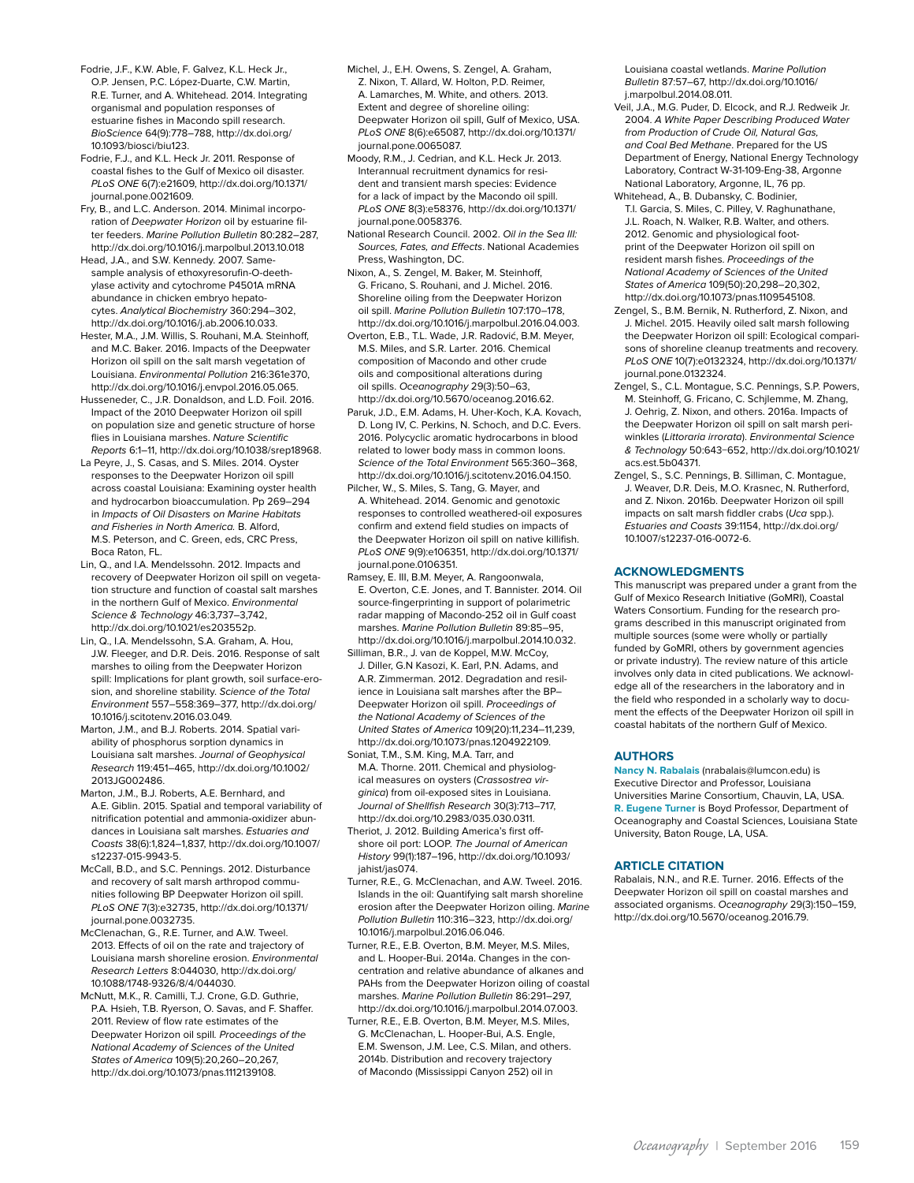Fodrie, J.F., K.W. Able, F. Galvez, K.L. Heck Jr., O.P. Jensen, P.C. López-Duarte, C.W. Martin, R.E. Turner, and A. Whitehead. 2014. Integrating organismal and population responses of estuarine fishes in Macondo spill research. *BioScience* 64(9):778–788, http://dx.doi.org/10.1093/biosci/biu123.

Fodrie, F.J., and K.L. Heck Jr. 2011. Response of coastal fishes to the Gulf of Mexico oil disaster. *PLoS ONE* 6(7):e21609, http://dx.doi.org/10.1371/journal.pone.0021609.

Fry, B., and L.C. Anderson. 2014. Minimal incorporation of *Deepwater Horizon* oil by estuarine filter feeders. *Marine Pollution Bulletin* 80:282–287, http://dx.doi.org/10.1016/j.marpolbul.2013.10.018

Head, J.A., and S.W. Kennedy. 2007. Same-sample analysis of ethoxyresorufin-O-deethylase activity and cytochrome P4501A mRNA abundance in chicken embryo hepatocytes. *Analytical Biochemistry* 360:294–302, http://dx.doi.org/10.1016/j.ab.2006.10.033.

Hester, M.A., J.M. Willis, S. Rouhani, M.A. Steinhoff, and M.C. Baker. 2016. Impacts of the Deepwater Horizon oil spill on the salt marsh vegetation of Louisiana. *Environmental Pollution* 216:361e370, http://dx.doi.org/10.1016/j.envpol.2016.05.065.

Husseneder, C., J.R. Donaldson, and L.D. Foil. 2016. Impact of the 2010 Deepwater Horizon oil spill on population size and genetic structure of horse flies in Louisiana marshes. *Nature Scientific Reports* 6:1–11, http://dx.doi.org/10.1038/srep18968.

La Peyre, J., S. Casas, and S. Miles. 2014. Oyster responses to the Deepwater Horizon oil spill across coastal Louisiana: Examining oyster health and hydrocarbon bioaccumulation. Pp 269–294 in *Impacts of Oil Disasters on Marine Habitats and Fisheries in North America.* B. Alford, M.S. Peterson, and C. Green, eds, CRC Press, Boca Raton, FL.

Lin, Q., and I.A. Mendelssohn. 2012. Impacts and recovery of Deepwater Horizon oil spill on vegetation structure and function of coastal salt marshes in the northern Gulf of Mexico. *Environmental Science & Technology* 46:3,737–3,742, http://dx.doi.org/10.1021/es203552p.

Lin, Q., I.A. Mendelssohn, S.A. Graham, A. Hou, J.W. Fleeger, and D.R. Deis. 2016. Response of salt marshes to oiling from the Deepwater Horizon spill: Implications for plant growth, soil surface-erosion, and shoreline stability. *Science of the Total Environment* 557–558:369–377, http://dx.doi.org/10.1016/j.scitotenv.2016.03.049.

Marton, J.M., and B.J. Roberts. 2014. Spatial variability of phosphorus sorption dynamics in Louisiana salt marshes. *Journal of Geophysical Research* 119:451–465, http://dx.doi.org/10.1002/2013JG002486.

Marton, J.M., B.J. Roberts, A.E. Bernhard, and A.E. Giblin. 2015. Spatial and temporal variability of nitrification potential and ammonia-oxidizer abundances in Louisiana salt marshes. *Estuaries and Coasts* 38(6):1,824–1,837, http://dx.doi.org/10.1007/s12237-015-9943-5.

McCall, B.D., and S.C. Pennings. 2012. Disturbance and recovery of salt marsh arthropod communities following BP Deepwater Horizon oil spill. *PLoS ONE* 7(3):e32735, http://dx.doi.org/10.1371/journal.pone.0032735.

McClenachan, G., R.E. Turner, and A.W. Tweel. 2013. Effects of oil on the rate and trajectory of Louisiana marsh shoreline erosion. *Environmental Research Letters* 8:044030, http://dx.doi.org/10.1088/1748-9326/8/4/044030.

McNutt, M.K., R. Camilli, T.J. Crone, G.D. Guthrie, P.A. Hsieh, T.B. Ryerson, O. Savas, and F. Shaffer. 2011. Review of flow rate estimates of the Deepwater Horizon oil spill. *Proceedings of the National Academy of Sciences of the United States of America* 109(5):20,260–20,267, http://dx.doi.org/10.1073/pnas.1112139108.

Michel, J., E.H. Owens, S. Zengel, A. Graham, Z. Nixon, T. Allard, W. Holton, P.D. Reimer, A. Lamarches, M. White, and others. 2013. Extent and degree of shoreline oiling: Deepwater Horizon oil spill, Gulf of Mexico, USA. *PLoS ONE* 8(6):e65087, http://dx.doi.org/10.1371/journal.pone.0065087.

Moody, R.M., J. Cedrian, and K.L. Heck Jr. 2013. Interannual recruitment dynamics for resident and transient marsh species: Evidence for a lack of impact by the Macondo oil spill. *PLoS ONE* 8(3):e58376, http://dx.doi.org/10.1371/journal.pone.0058376.

National Research Council. 2002. *Oil in the Sea III: Sources, Fates, and Effects*. National Academies Press, Washington, DC.

Nixon, A., S. Zengel, M. Baker, M. Steinhoff, G. Fricano, S. Rouhani, and J. Michel. 2016. Shoreline oiling from the Deepwater Horizon oil spill. *Marine Pollution Bulletin* 107:170–178, http://dx.doi.org/10.1016/j.marpolbul.2016.04.003.

Overton, E.B., T.L. Wade, J.R. Radović, B.M. Meyer, M.S. Miles, and S.R. Larter. 2016. Chemical composition of Macondo and other crude oils and compositional alterations during oil spills. *Oceanography* 29(3):50–63, http://dx.doi.org/10.5670/oceanog.2016.62.

Paruk, J.D., E.M. Adams, H. Uher-Koch, K.A. Kovach, D. Long IV, C. Perkins, N. Schoch, and D.C. Evers. 2016. Polycyclic aromatic hydrocarbons in blood related to lower body mass in common loons. *Science of the Total Environment* 565:360–368, http://dx.doi.org/10.1016/j.scitotenv.2016.04.150.

Pilcher, W., S. Miles, S. Tang, G. Mayer, and A. Whitehead. 2014. Genomic and genotoxic responses to controlled weathered-oil exposures confirm and extend field studies on impacts of the Deepwater Horizon oil spill on native killifish. *PLoS ONE* 9(9):e106351, http://dx.doi.org/10.1371/journal.pone.0106351.

Ramsey, E. III, B.M. Meyer, A. Rangoonwala, E. Overton, C.E. Jones, and T. Bannister. 2014. Oil source-fingerprinting in support of polarimetric radar mapping of Macondo-252 oil in Gulf coast marshes. *Marine Pollution Bulletin* 89:85–95, http://dx.doi.org/10.1016/j.marpolbul.2014.10.032.

Silliman, B.R., J. van de Koppel, M.W. McCoy, J. Diller, G.N Kasozi, K. Earl, P.N. Adams, and A.R. Zimmerman. 2012. Degradation and resilience in Louisiana salt marshes after the BP–Deepwater Horizon oil spill. *Proceedings of the National Academy of Sciences of the United States of America* 109(20):11,234–11,239, http://dx.doi.org/10.1073/pnas.1204922109.

Soniat, T.M., S.M. King, M.A. Tarr, and M.A. Thorne. 2011. Chemical and physiological measures on oysters (*Crassostrea virginica*) from oil-exposed sites in Louisiana. *Journal of Shellfish Research* 30(3):713–717, http://dx.doi.org/10.2983/035.030.0311.

Theriot, J. 2012. Building America's first offshore oil port: LOOP. *The Journal of American History* 99(1):187–196, http://dx.doi.org/10.1093/jahist/jas074.

Turner, R.E., G. McClenachan, and A.W. Tweel. 2016. Islands in the oil: Quantifying salt marsh shoreline erosion after the Deepwater Horizon oiling. *Marine Pollution Bulletin* 110:316–323, http://dx.doi.org/10.1016/j.marpolbul.2016.06.046.

Turner, R.E., E.B. Overton, B.M. Meyer, M.S. Miles, and L. Hooper-Bui. 2014a. Changes in the concentration and relative abundance of alkanes and PAHs from the Deepwater Horizon oiling of coastal marshes. *Marine Pollution Bulletin* 86:291–297, http://dx.doi.org/10.1016/j.marpolbul.2014.07.003.

Turner, R.E., E.B. Overton, B.M. Meyer, M.S. Miles, G. McClenachan, L. Hooper-Bui, A.S. Engle, E.M. Swenson, J.M. Lee, C.S. Milan, and others. 2014b. Distribution and recovery trajectory of Macondo (Mississippi Canyon 252) oil in Louisiana coastal wetlands. *Marine Pollution Bulletin* 87:57–67, http://dx.doi.org/10.1016/j.marpolbul.2014.08.011.

Veil, J.A., M.G. Puder, D. Elcock, and R.J. Redweik Jr. 2004. *A White Paper Describing Produced Water from Production of Crude Oil, Natural Gas, and Coal Bed Methane*. Prepared for the US Department of Energy, National Energy Technology Laboratory, Contract W-31-109-Eng-38, Argonne National Laboratory, Argonne, IL, 76 pp.

Whitehead, A., B. Dubansky, C. Bodinier, T.I. Garcia, S. Miles, C. Pilley, V. Raghunathane, J.L. Roach, N. Walker, R.B. Walter, and others. 2012. Genomic and physiological footprint of the Deepwater Horizon oil spill on resident marsh fishes. *Proceedings of the National Academy of Sciences of the United States of America* 109(50):20,298–20,302, http://dx.doi.org/10.1073/pnas.1109545108.

Zengel, S., B.M. Bernik, N. Rutherford, Z. Nixon, and J. Michel. 2015. Heavily oiled salt marsh following the Deepwater Horizon oil spill: Ecological comparisons of shoreline cleanup treatments and recovery. *PLoS ONE* 10(7):e0132324, http://dx.doi.org/10.1371/journal.pone.0132324.

Zengel, S., C.L. Montague, S.C. Pennings, S.P. Powers, M. Steinhoff, G. Fricano, C. Schjlemme, M. Zhang, J. Oehrig, Z. Nixon, and others. 2016a. Impacts of the Deepwater Horizon oil spill on salt marsh periwinkles (*Littoraria irrorata*). *Environmental Science & Technology* 50:643–652, http://dx.doi.org/10.1021/acs.est.5b04371.

Zengel, S., S.C. Pennings, B. Silliman, C. Montague, J. Weaver, D.R. Deis, M.O. Krasnec, N. Rutherford, and Z. Nixon. 2016b. Deepwater Horizon oil spill impacts on salt marsh fiddler crabs (*Uca* spp.). *Estuaries and Coasts* 39:1154, http://dx.doi.org/10.1007/s12237-016-0072-6.

## ACKNOWLEDGMENTS

This manuscript was prepared under a grant from the Gulf of Mexico Research Initiative (GoMRI), Coastal Waters Consortium. Funding for the research programs described in this manuscript originated from multiple sources (some were wholly or partially funded by GoMRI, others by government agencies or private industry). The review nature of this article involves only data in cited publications. We acknowledge all of the researchers in the laboratory and in the field who responded in a scholarly way to document the effects of the Deepwater Horizon oil spill in coastal habitats of the northern Gulf of Mexico.

## AUTHORS

**Nancy N. Rabalais** (nrabalais@lumcon.edu) is Executive Director and Professor, Louisiana Universities Marine Consortium, Chauvin, LA, USA. **R. Eugene Turner** is Boyd Professor, Department of Oceanography and Coastal Sciences, Louisiana State University, Baton Rouge, LA, USA.

## ARTICLE CITATION

Rabalais, N.N., and R.E. Turner. 2016. Effects of the Deepwater Horizon oil spill on coastal marshes and associated organisms. *Oceanography* 29(3):150–159, http://dx.doi.org/10.5670/oceanog.2016.79.